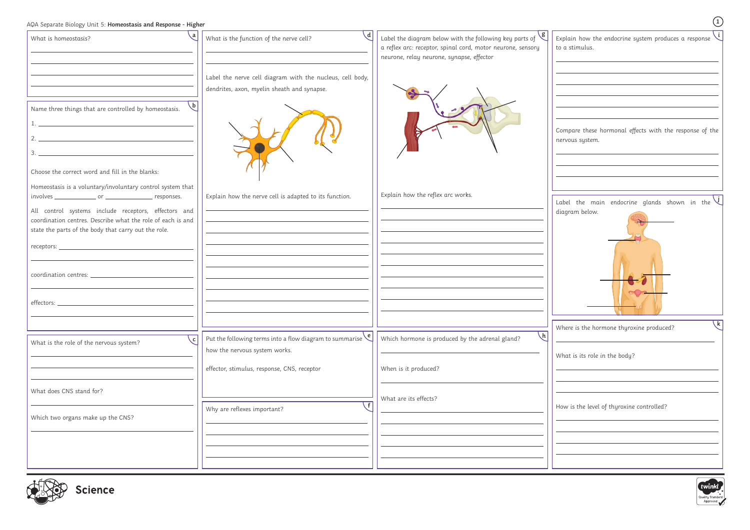AQA Separate Biology Unit 5: **Homeostasis and Response - Higher**

## a

What is homeostasis?

## b

Name three things that are controlled by homeostasis.

1.
2.
3.

Choose the correct word and fill in the blanks:

Homeostasis is a voluntary/involuntary control system that involves ____________ or ____________ responses.

All control systems include receptors, effectors and coordination centres. Describe what the role of each is and state the parts of the body that carry out the role.

receptors:

coordination centres:

effectors:

## c

What is the role of the nervous system?

What does CNS stand for?

Which two organs make up the CNS?

## d

What is the function of the nerve cell?

Label the nerve cell diagram with the nucleus, cell body, dendrites, axon, myelin sheath and synapse.

Explain how the nerve cell is adapted to its function.

## e

Put the following terms into a flow diagram to summarise how the nervous system works.

effector, stimulus, response, CNS, receptor

## f

Why are reflexes important?

## g

Label the diagram below with the following key parts of a reflex arc: receptor, spinal cord, motor neurone, sensory neurone, relay neurone, synapse, effector

Explain how the reflex arc works.

## h

Which hormone is produced by the adrenal gland?

When is it produced?

What are its effects?

## i

Explain how the endocrine system produces a response to a stimulus.

Compare these hormonal effects with the response of the nervous system.

## j

Label the main endocrine glands shown in the diagram below.

## k

Where is the hormone thyroxine produced?

What is its role in the body?

How is the level of thyroxine controlled?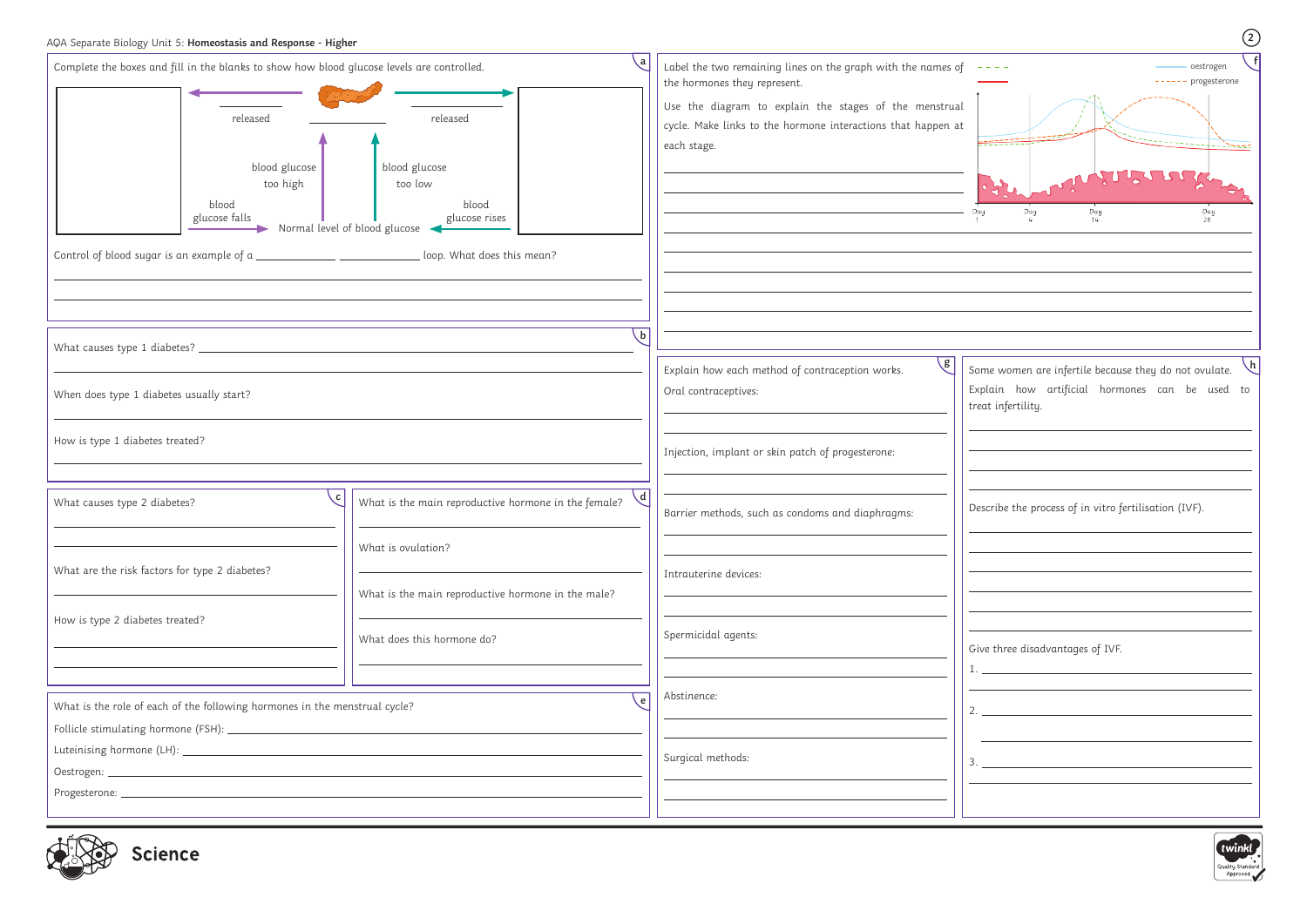AQA Separate Biology Unit 5: **Homeostasis and Response - Higher**

**a**

Complete the boxes and fill in the blanks to show how blood glucose levels are controlled.

released

released

blood glucose too high

blood glucose too low

blood glucose falls

blood glucose rises

Normal level of blood glucose

Control of blood sugar is an example of a ____________ ____________ loop. What does this mean?

**b**

What causes type 1 diabetes?

When does type 1 diabetes usually start?

How is type 1 diabetes treated?

**c**

What causes type 2 diabetes?

What are the risk factors for type 2 diabetes?

How is type 2 diabetes treated?

**d**

What is the main reproductive hormone in the female?

What is ovulation?

What is the main reproductive hormone in the male?

What does this hormone do?

**e**

What is the role of each of the following hormones in the menstrual cycle?

Follicle stimulating hormone (FSH):

Luteinising hormone (LH):

Oestrogen:

Progesterone:

**f**

Label the two remaining lines on the graph with the names of the hormones they represent.

Use the diagram to explain the stages of the menstrual cycle. Make links to the hormone interactions that happen at each stage.

oestrogen

progesterone

Day 1

Day 4

Day 14

Day 28

**g**

Explain how each method of contraception works.

Oral contraceptives:

Injection, implant or skin patch of progesterone:

Barrier methods, such as condoms and diaphragms:

Intrauterine devices:

Spermicidal agents:

Abstinence:

Surgical methods:

**h**

Some women are infertile because they do not ovulate.

Explain how artificial hormones can be used to treat infertility.

Describe the process of in vitro fertilisation (IVF).

Give three disadvantages of IVF.

1.

2.

3.

Science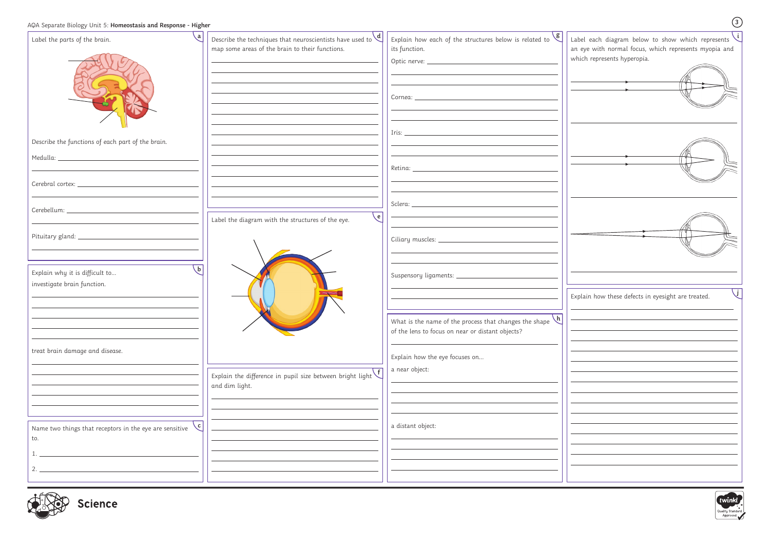AQA Separate Biology Unit 5: **Homeostasis and Response - Higher**

**a**

Label the parts of the brain.

Describe the functions of each part of the brain.

Medulla:

Cerebral cortex:

Cerebellum:

Pituitary gland:

**b**

Explain why it is difficult to...

investigate brain function.

treat brain damage and disease.

**c**

Name two things that receptors in the eye are sensitive to.

1.

2.

**d**

Describe the techniques that neuroscientists have used to map some areas of the brain to their functions.

**e**

Label the diagram with the structures of the eye.

**f**

Explain the difference in pupil size between bright light and dim light.

**g**

Explain how each of the structures below is related to its function.

Optic nerve:

Cornea:

Iris:

Retina:

Sclera:

Ciliary muscles:

Suspensory ligaments:

**h**

What is the name of the process that changes the shape of the lens to focus on near or distant objects?

Explain how the eye focuses on...

a near object:

a distant object:

**i**

Label each diagram below to show which represents an eye with normal focus, which represents myopia and which represents hyperopia.

**j**

Explain how these defects in eyesight are treated.

Science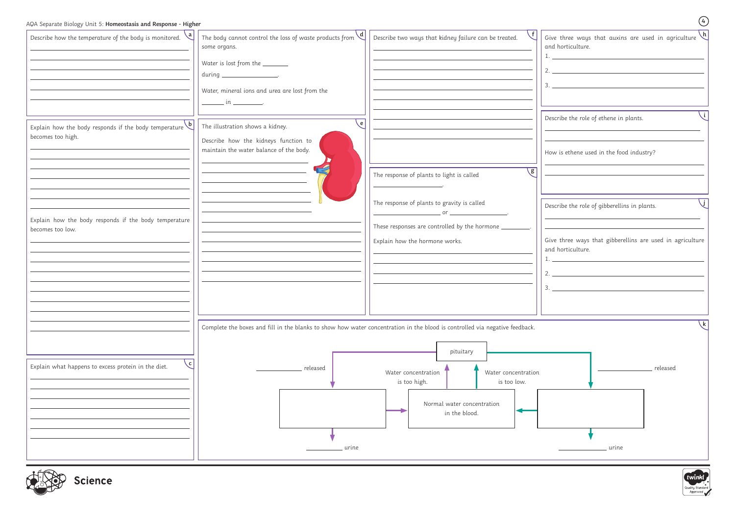AQA Separate Biology Unit 5: **Homeostasis and Response - Higher**

**a** Describe how the temperature of the body is monitored.

**b** Explain how the body responds if the body temperature becomes too high.

Explain how the body responds if the body temperature becomes too low.

**c** Explain what happens to excess protein in the diet.

**d** The body cannot control the loss of waste products from some organs.

Water is lost from the ________

during ________________.

Water, mineral ions and urea are lost from the

_______ in _________.

**e** The illustration shows a kidney.

Describe how the kidneys function to maintain the water balance of the body.

**f** Describe two ways that kidney failure can be treated.

**g** The response of plants to light is called

________________.

The response of plants to gravity is called

________________ or ________________.

These responses are controlled by the hormone ________.

Explain how the hormone works.

**h** Give three ways that auxins are used in agriculture and horticulture.

1.

2.

3.

**i** Describe the role of ethene in plants.

How is ethene used in the food industry?

**j** Describe the role of gibberellins in plants.

Give three ways that gibberellins are used in agriculture and horticulture.

1.

2.

3.

**k** Complete the boxes and fill in the blanks to show how water concentration in the blood is controlled via negative feedback.

pituitary

____________ released

Water concentration is too high.

Water concentration is too low.

____________ released

Normal water concentration in the blood.

__________ urine

__________ urine

Science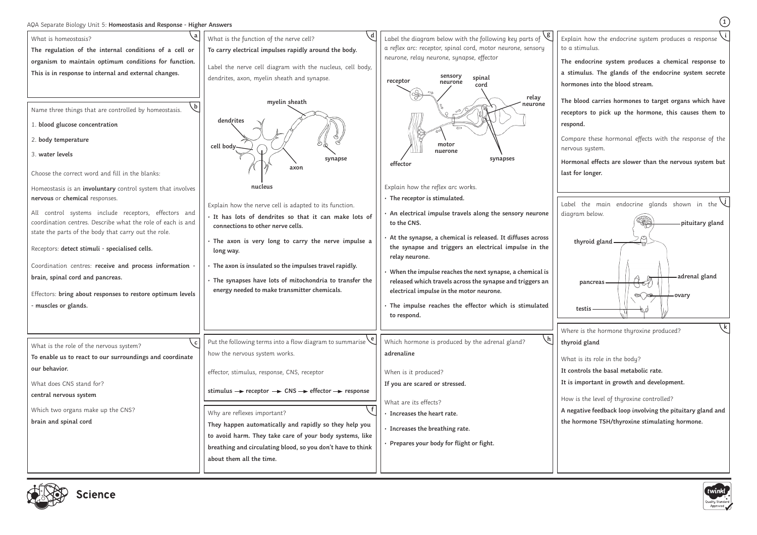## AQA Separate Biology Unit 5: **Homeostasis and Response - Higher Answers**

### a

What is homeostasis?

**The regulation of the internal conditions of a cell or organism to maintain optimum conditions for function. This is in response to internal and external changes.**

### b

Name three things that are controlled by homeostasis.

1. **blood glucose concentration**
2. **body temperature**
3. **water levels**

Choose the correct word and fill in the blanks:

Homeostasis is an **involuntary** control system that involves **nervous** or **chemical** responses.

All control systems include receptors, effectors and coordination centres. Describe what the role of each is and state the parts of the body that carry out the role.

Receptors: **detect stimuli - specialised cells.**

Coordination centres: **receive and process information - brain, spinal cord and pancreas.**

Effectors: **bring about responses to restore optimum levels - muscles or glands.**

### c

What is the role of the nervous system?

**To enable us to react to our surroundings and coordinate our behavior.**

What does CNS stand for?

**central nervous system**

Which two organs make up the CNS?

**brain and spinal cord**

### d

What is the function of the nerve cell?

**To carry electrical impulses rapidly around the body.**

Label the nerve cell diagram with the nucleus, cell body, dendrites, axon, myelin sheath and synapse.

myelin sheath
dendrites
cell body
synapse
axon
nucleus

Explain how the nerve cell is adapted to its function.

- **It has lots of dendrites so that it can make lots of connections to other nerve cells.**
- **The axon is very long to carry the nerve impulse a long way.**
- **The axon is insulated so the impulses travel rapidly.**
- **The synapses have lots of mitochondria to transfer the energy needed to make transmitter chemicals.**

### e

Put the following terms into a flow diagram to summarise how the nervous system works.

effector, stimulus, response, CNS, receptor

**stimulus → receptor → CNS → effector → response**

### f

Why are reflexes important?

**They happen automatically and rapidly so they help you to avoid harm. They take care of your body systems, like breathing and circulating blood, so you don't have to think about them all the time.**

### g

Label the diagram below with the following key parts of a reflex arc: receptor, spinal cord, motor neurone, sensory neurone, relay neurone, synapse, effector

receptor
sensory neurone
spinal cord
relay neurone
motor nuerone
synapses
effector

Explain how the reflex arc works.

- **The receptor is stimulated.**
- **An electrical impulse travels along the sensory neurone to the CNS.**
- **At the synapse, a chemical is released. It diffuses across the synapse and triggers an electrical impulse in the relay neurone.**
- **When the impulse reaches the next synapse, a chemical is released which travels across the synapse and triggers an electrical impulse in the motor neurone.**
- **The impulse reaches the effector which is stimulated to respond.**

### h

Which hormone is produced by the adrenal gland?

**adrenaline**

When is it produced?

**If you are scared or stressed.**

What are its effects?

- **Increases the heart rate.**
- **Increases the breathing rate.**
- **Prepares your body for flight or fight.**

### i

Explain how the endocrine system produces a response to a stimulus.

**The endocrine system produces a chemical response to a stimulus. The glands of the endocrine system secrete hormones into the blood stream.**

**The blood carries hormones to target organs which have receptors to pick up the hormone, this causes them to respond.**

Compare these hormonal effects with the response of the nervous system.

**Hormonal effects are slower than the nervous system but last for longer.**

### j

Label the main endocrine glands shown in the diagram below.

pituitary gland
thyroid gland
adrenal gland
pancreas
ovary
testis

### k

Where is the hormone thyroxine produced?

**thyroid gland**

What is its role in the body?

**It controls the basal metabolic rate.**

**It is important in growth and development.**

How is the level of thyroxine controlled?

**A negative feedback loop involving the pituitary gland and the hormone TSH/thyroxine stimulating hormone.**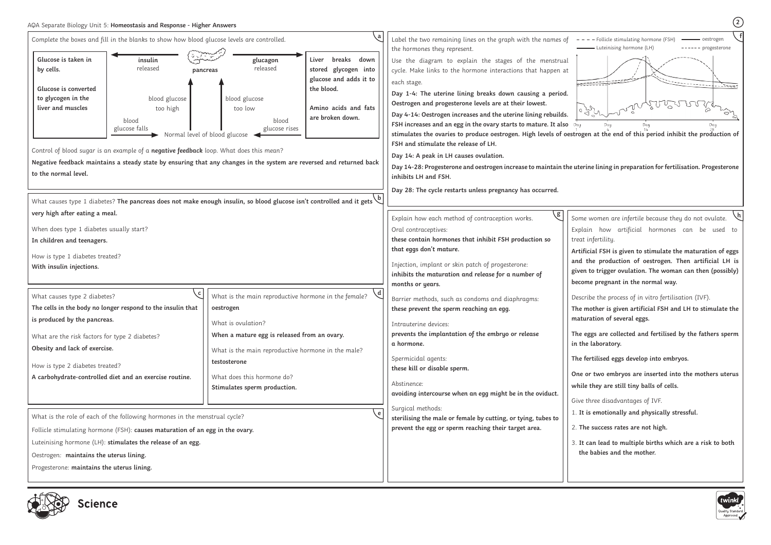# AQA Separate Biology Unit 5: **Homeostasis and Response - Higher Answers**

## a

Complete the boxes and fill in the blanks to show how blood glucose levels are controlled.

**Glucose is taken in by cells.**

**Glucose is converted to glycogen in the liver and muscles**

**insulin** released

**pancreas**

**glucagon** released

**Liver breaks down stored glycogen into glucose and adds it to the blood.**

**Amino acids and fats are broken down.**

blood glucose too high

blood glucose too low

blood glucose falls

blood glucose rises

Normal level of blood glucose

Control of blood sugar is an example of a ***negative feedback*** loop. What does this mean?

**Negative feedback maintains a steady state by ensuring that any changes in the system are reversed and returned back to the normal level.**

## b

What causes type 1 diabetes? **The pancreas does not make enough insulin, so blood glucose isn't controlled and it gets very high after eating a meal.**

When does type 1 diabetes usually start?

**In children and teenagers.**

How is type 1 diabetes treated?

**With insulin injections.**

## c

What causes type 2 diabetes?

**The cells in the body no longer respond to the insulin that is produced by the pancreas.**

What are the risk factors for type 2 diabetes?

**Obesity and lack of exercise.**

How is type 2 diabetes treated?

**A carbohydrate-controlled diet and an exercise routine.**

## d

What is the main reproductive hormone in the female?

**oestrogen**

What is ovulation?

**When a mature egg is released from an ovary.**

What is the main reproductive hormone in the male?

**testosterone**

What does this hormone do?

**Stimulates sperm production.**

## e

What is the role of each of the following hormones in the menstrual cycle?

Follicle stimulating hormone (FSH): **causes maturation of an egg in the ovary.**

Luteinising hormone (LH): **stimulates the release of an egg.**

Oestrogen: **maintains the uterus lining.**

Progesterone: **maintains the uterus lining.**

## f

Label the two remaining lines on the graph with the names of the hormones they represent.

Follicle stimulating hormone (FSH)
Luteinising hormone (LH)
oestrogen
progesterone

Day 1
Day 4
Day 14
Day 28

Use the diagram to explain the stages of the menstrual cycle. Make links to the hormone interactions that happen at each stage.

**Day 1-4: The uterine lining breaks down causing a period. Oestrogen and progesterone levels are at their lowest.**

**Day 4-14: Oestrogen increases and the uterine lining rebuilds. FSH increases and an egg in the ovary starts to mature. It also stimulates the ovaries to produce oestrogen. High levels of oestrogen at the end of this period inhibit the production of FSH and stimulate the release of LH.**

**Day 14: A peak in LH causes ovulation.**

**Day 14-28: Progesterone and oestrogen increase to maintain the uterine lining in preparation for fertilisation. Progesterone inhibits LH and FSH.**

**Day 28: The cycle restarts unless pregnancy has occurred.**

## g

Explain how each method of contraception works.

Oral contraceptives:
**these contain hormones that inhibit FSH production so that eggs don't mature.**

Injection, implant or skin patch of progesterone:
**inhibits the maturation and release for a number of months or years.**

Barrier methods, such as condoms and diaphragms:
**these prevent the sperm reaching an egg.**

Intrauterine devices:
**prevents the implantation of the embryo or release a hormone.**

Spermicidal agents:
**these kill or disable sperm.**

Abstinence:
**avoiding intercourse when an egg might be in the oviduct.**

Surgical methods:
**sterilising the male or female by cutting, or tying, tubes to prevent the egg or sperm reaching their target area.**

## h

Some women are infertile because they do not ovulate. Explain how artificial hormones can be used to treat infertility.

**Artificial FSH is given to stimulate the maturation of eggs and the production of oestrogen. Then artificial LH is given to trigger ovulation. The woman can then (possibly) become pregnant in the normal way.**

Describe the process of in vitro fertilisation (IVF).

**The mother is given artificial FSH and LH to stimulate the maturation of several eggs.**

**The eggs are collected and fertilised by the fathers sperm in the laboratory.**

**The fertilised eggs develop into embryos.**

**One or two embryos are inserted into the mothers uterus while they are still tiny balls of cells.**

Give three disadvantages of IVF.

1. **It is emotionally and physically stressful.**
2. **The success rates are not high.**
3. **It can lead to multiple births which are a risk to both the babies and the mother.**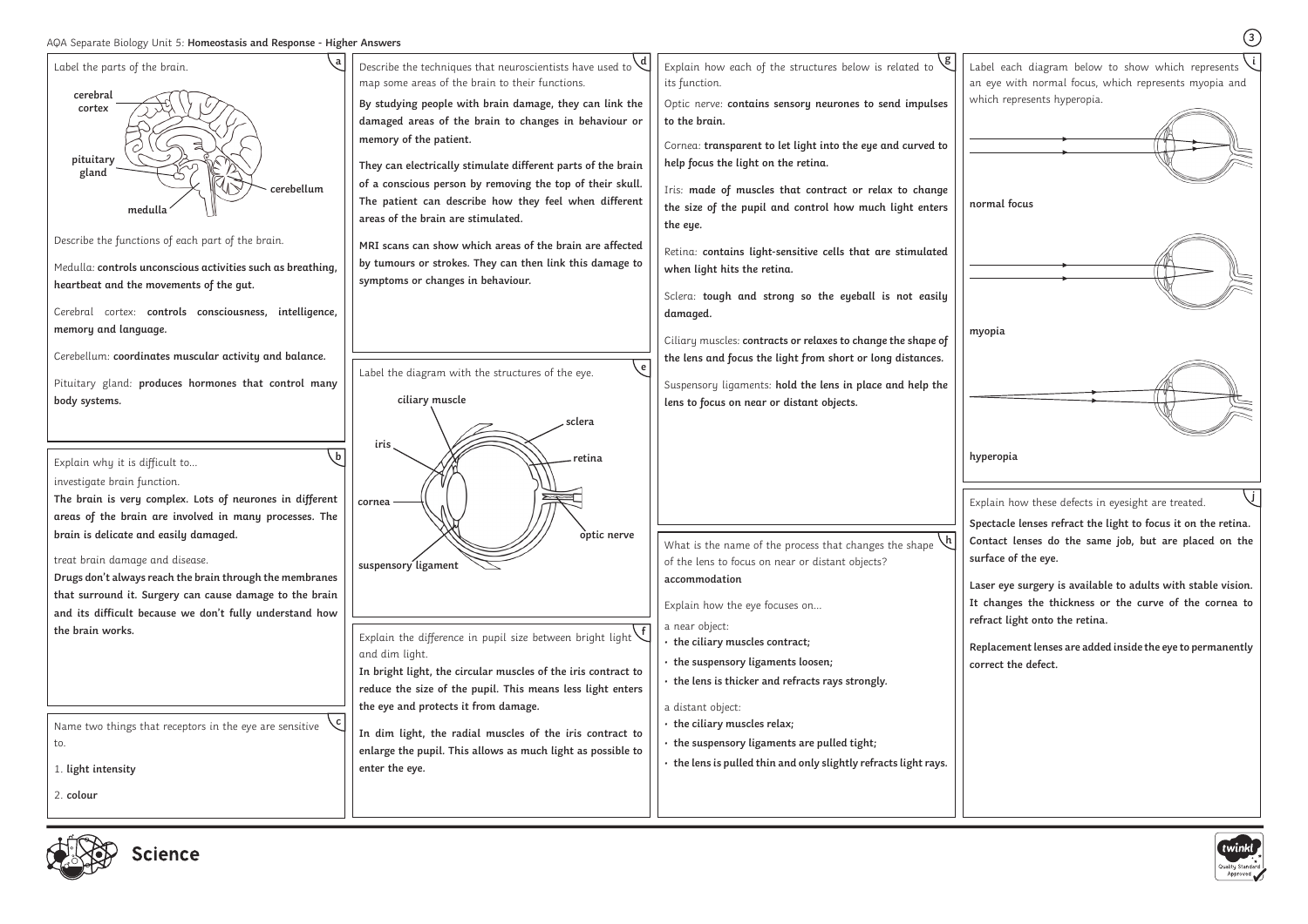## a

Label the parts of the brain.

cerebral cortex

pituitary gland

cerebellum

medulla

Describe the functions of each part of the brain.

Medulla: **controls unconscious activities such as breathing, heartbeat and the movements of the gut.**

Cerebral cortex: **controls consciousness, intelligence, memory and language.**

Cerebellum: **coordinates muscular activity and balance.**

Pituitary gland: **produces hormones that control many body systems.**

## b

Explain why it is difficult to...

investigate brain function.

**The brain is very complex. Lots of neurones in different areas of the brain are involved in many processes. The brain is delicate and easily damaged.**

treat brain damage and disease.

**Drugs don't always reach the brain through the membranes that surround it. Surgery can cause damage to the brain and its difficult because we don't fully understand how the brain works.**

## c

Name two things that receptors in the eye are sensitive to.

1. **light intensity**
2. **colour**

## d

Describe the techniques that neuroscientists have used to map some areas of the brain to their functions.

**By studying people with brain damage, they can link the damaged areas of the brain to changes in behaviour or memory of the patient.**

**They can electrically stimulate different parts of the brain of a conscious person by removing the top of their skull. The patient can describe how they feel when different areas of the brain are stimulated.**

**MRI scans can show which areas of the brain are affected by tumours or strokes. They can then link this damage to symptoms or changes in behaviour.**

## e

Label the diagram with the structures of the eye.

ciliary muscle

sclera

iris

retina

cornea

optic nerve

suspensory ligament

## f

Explain the difference in pupil size between bright light and dim light.

**In bright light, the circular muscles of the iris contract to reduce the size of the pupil. This means less light enters the eye and protects it from damage.**

**In dim light, the radial muscles of the iris contract to enlarge the pupil. This allows as much light as possible to enter the eye.**

## g

Explain how each of the structures below is related to its function.

Optic nerve: **contains sensory neurones to send impulses to the brain.**

Cornea: **transparent to let light into the eye and curved to help focus the light on the retina.**

Iris: **made of muscles that contract or relax to change the size of the pupil and control how much light enters the eye.**

Retina: **contains light-sensitive cells that are stimulated when light hits the retina.**

Sclera: **tough and strong so the eyeball is not easily damaged.**

Ciliary muscles: **contracts or relaxes to change the shape of the lens and focus the light from short or long distances.**

Suspensory ligaments: **hold the lens in place and help the lens to focus on near or distant objects.**

## h

What is the name of the process that changes the shape of the lens to focus on near or distant objects?

**accommodation**

Explain how the eye focuses on...

a near object:

- **the ciliary muscles contract;**
- **the suspensory ligaments loosen;**
- **the lens is thicker and refracts rays strongly.**

a distant object:

- **the ciliary muscles relax;**
- **the suspensory ligaments are pulled tight;**
- **the lens is pulled thin and only slightly refracts light rays.**

## i

Label each diagram below to show which represents an eye with normal focus, which represents myopia and which represents hyperopia.

**normal focus**

**myopia**

**hyperopia**

## j

Explain how these defects in eyesight are treated.

**Spectacle lenses refract the light to focus it on the retina. Contact lenses do the same job, but are placed on the surface of the eye.**

**Laser eye surgery is available to adults with stable vision. It changes the thickness or the curve of the cornea to refract light onto the retina.**

**Replacement lenses are added inside the eye to permanently correct the defect.**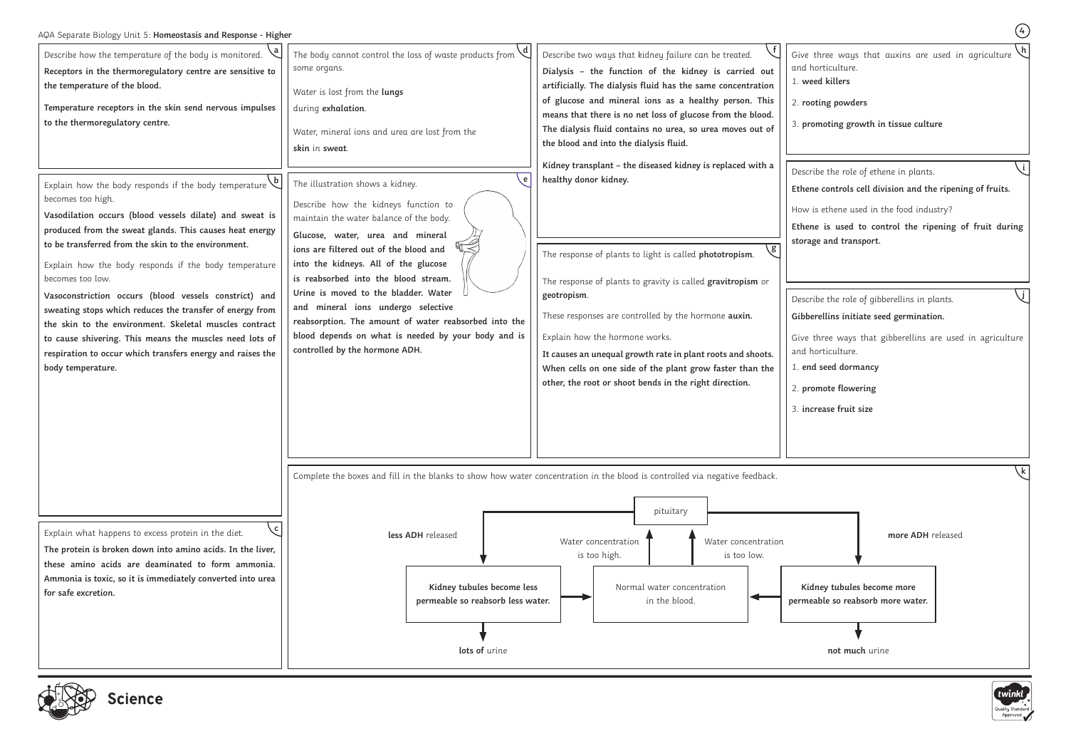AQA Separate Biology Unit 5: **Homeostasis and Response - Higher**

**a**

Describe how the temperature of the body is monitored.

**Receptors in the thermoregulatory centre are sensitive to the temperature of the blood.**

**Temperature receptors in the skin send nervous impulses to the thermoregulatory centre.**

**b**

Explain how the body responds if the body temperature becomes too high.

**Vasodilation occurs (blood vessels dilate) and sweat is produced from the sweat glands. This causes heat energy to be transferred from the skin to the environment.**

Explain how the body responds if the body temperature becomes too low.

**Vasoconstriction occurs (blood vessels constrict) and sweating stops which reduces the transfer of energy from the skin to the environment. Skeletal muscles contract to cause shivering. This means the muscles need lots of respiration to occur which transfers energy and raises the body temperature.**

**c**

Explain what happens to excess protein in the diet.

**The protein is broken down into amino acids. In the liver, these amino acids are deaminated to form ammonia. Ammonia is toxic, so it is immediately converted into urea for safe excretion.**

**d**

The body cannot control the loss of waste products from some organs.

Water is lost from the **lungs** during **exhalation**.

Water, mineral ions and urea are lost from the **skin** in **sweat**.

**e**

The illustration shows a kidney.

Describe how the kidneys function to maintain the water balance of the body.

**Glucose, water, urea and mineral ions are filtered out of the blood and into the kidneys. All of the glucose is reabsorbed into the blood stream. Urine is moved to the bladder. Water and mineral ions undergo selective reabsorption. The amount of water reabsorbed into the blood depends on what is needed by your body and is controlled by the hormone ADH.**

**f**

Describe two ways that kidney failure can be treated.

**Dialysis – the function of the kidney is carried out artificially. The dialysis fluid has the same concentration of glucose and mineral ions as a healthy person. This means that there is no net loss of glucose from the blood. The dialysis fluid contains no urea, so urea moves out of the blood and into the dialysis fluid.**

**Kidney transplant – the diseased kidney is replaced with a healthy donor kidney.**

**g**

The response of plants to light is called **phototropism**.

The response of plants to gravity is called **gravitropism** or **geotropism**.

These responses are controlled by the hormone **auxin**.

Explain how the hormone works.

**It causes an unequal growth rate in plant roots and shoots. When cells on one side of the plant grow faster than the other, the root or shoot bends in the right direction.**

**h**

Give three ways that auxins are used in agriculture and horticulture.

1. **weed killers**
2. **rooting powders**
3. **promoting growth in tissue culture**

**i**

Describe the role of ethene in plants.

**Ethene controls cell division and the ripening of fruits.**

How is ethene used in the food industry?

**Ethene is used to control the ripening of fruit during storage and transport.**

**j**

Describe the role of gibberellins in plants.

**Gibberellins initiate seed germination.**

Give three ways that gibberellins are used in agriculture and horticulture.

1. **end seed dormancy**
2. **promote flowering**
3. **increase fruit size**

**k**

Complete the boxes and fill in the blanks to show how water concentration in the blood is controlled via negative feedback.

pituitary

Water concentration is too high.

**less ADH** released

**Kidney tubules become less permeable so reabsorb less water.**

**lots of** urine

Normal water concentration in the blood.

Water concentration is too low.

**more ADH** released

**Kidney tubules become more permeable so reabsorb more water.**

**not much** urine